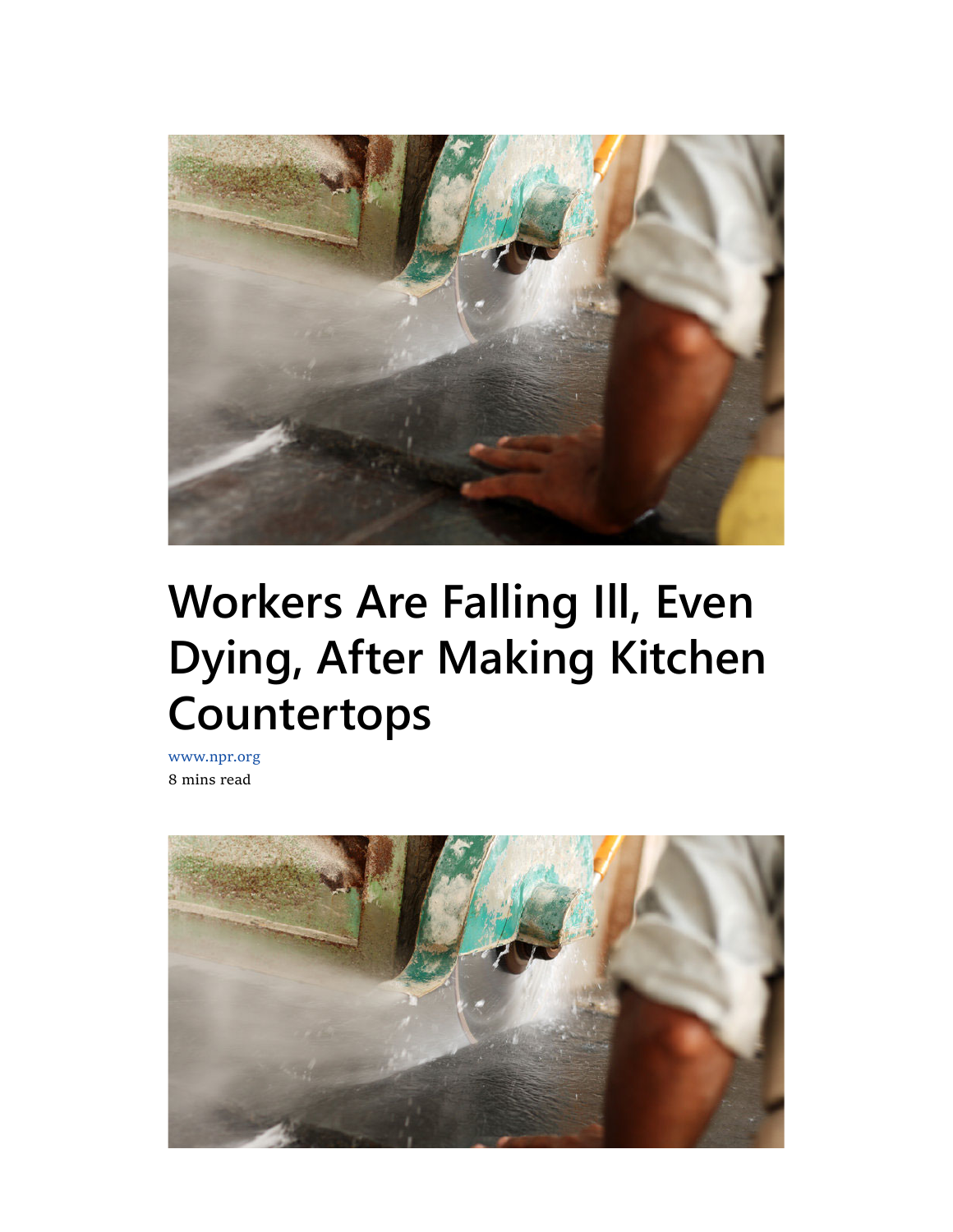# Workers Are Falling Ill, Even Dying, After Making Kitchen Countertops

www.npr.org

8 mins read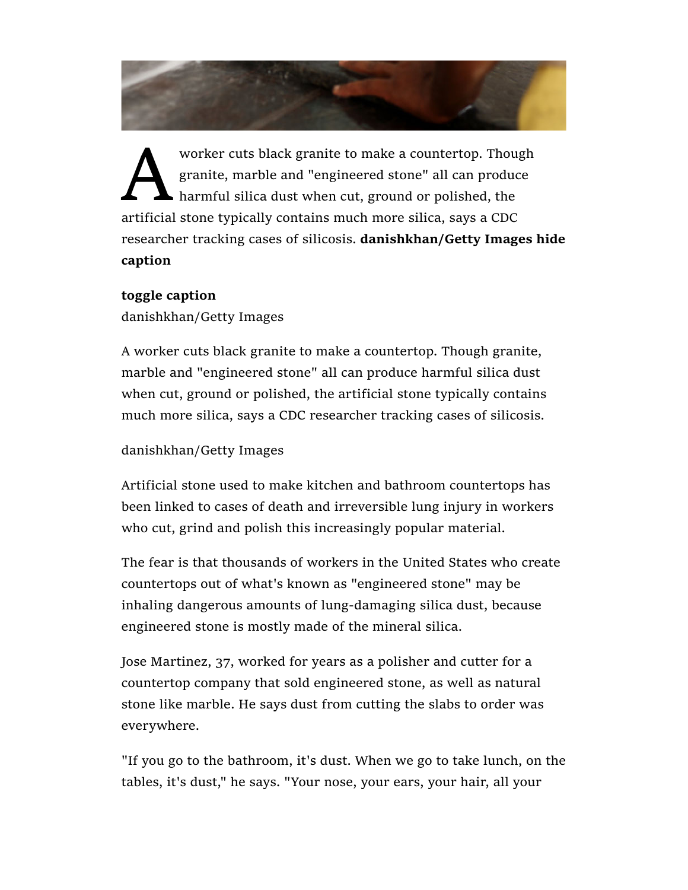A worker cuts black granite to make a countertop. Though granite, marble and "engineered stone" all can produce harmful silica dust when cut, ground or polished, the artificial stone typically contains much more silica, says a CDC researcher tracking cases of silicosis. **danishkhan/Getty Images hide caption**

**toggle caption**
danishkhan/Getty Images

A worker cuts black granite to make a countertop. Though granite, marble and "engineered stone" all can produce harmful silica dust when cut, ground or polished, the artificial stone typically contains much more silica, says a CDC researcher tracking cases of silicosis.

danishkhan/Getty Images

Artificial stone used to make kitchen and bathroom countertops has been linked to cases of death and irreversible lung injury in workers who cut, grind and polish this increasingly popular material.

The fear is that thousands of workers in the United States who create countertops out of what's known as "engineered stone" may be inhaling dangerous amounts of lung-damaging silica dust, because engineered stone is mostly made of the mineral silica.

Jose Martinez, 37, worked for years as a polisher and cutter for a countertop company that sold engineered stone, as well as natural stone like marble. He says dust from cutting the slabs to order was everywhere.

"If you go to the bathroom, it's dust. When we go to take lunch, on the tables, it's dust," he says. "Your nose, your ears, your hair, all your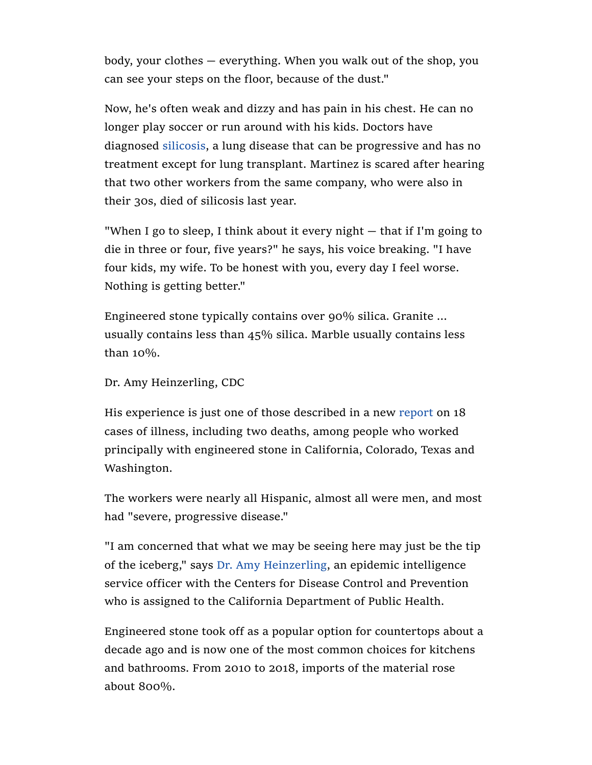body, your clothes — everything. When you walk out of the shop, you can see your steps on the floor, because of the dust."

Now, he's often weak and dizzy and has pain in his chest. He can no longer play soccer or run around with his kids. Doctors have diagnosed silicosis, a lung disease that can be progressive and has no treatment except for lung transplant. Martinez is scared after hearing that two other workers from the same company, who were also in their 30s, died of silicosis last year.

"When I go to sleep, I think about it every night — that if I'm going to die in three or four, five years?" he says, his voice breaking. "I have four kids, my wife. To be honest with you, every day I feel worse. Nothing is getting better."

Engineered stone typically contains over 90% silica. Granite ... usually contains less than 45% silica. Marble usually contains less than 10%.

Dr. Amy Heinzerling, CDC

His experience is just one of those described in a new report on 18 cases of illness, including two deaths, among people who worked principally with engineered stone in California, Colorado, Texas and Washington.

The workers were nearly all Hispanic, almost all were men, and most had "severe, progressive disease."

"I am concerned that what we may be seeing here may just be the tip of the iceberg," says Dr. Amy Heinzerling, an epidemic intelligence service officer with the Centers for Disease Control and Prevention who is assigned to the California Department of Public Health.

Engineered stone took off as a popular option for countertops about a decade ago and is now one of the most common choices for kitchens and bathrooms. From 2010 to 2018, imports of the material rose about 800%.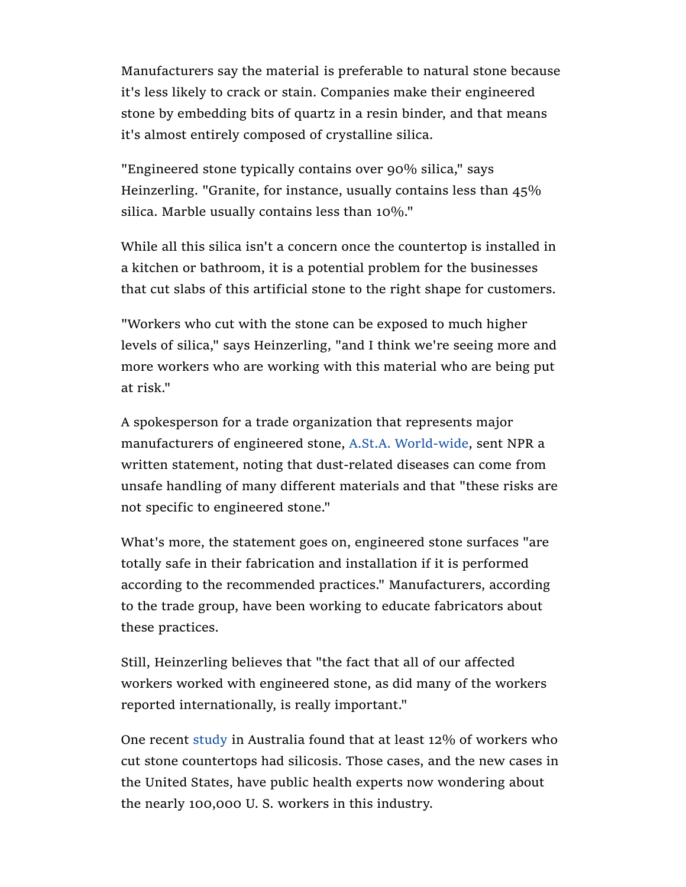Manufacturers say the material is preferable to natural stone because it's less likely to crack or stain. Companies make their engineered stone by embedding bits of quartz in a resin binder, and that means it's almost entirely composed of crystalline silica.

"Engineered stone typically contains over 90% silica," says Heinzerling. "Granite, for instance, usually contains less than 45% silica. Marble usually contains less than 10%."

While all this silica isn't a concern once the countertop is installed in a kitchen or bathroom, it is a potential problem for the businesses that cut slabs of this artificial stone to the right shape for customers.

"Workers who cut with the stone can be exposed to much higher levels of silica," says Heinzerling, "and I think we're seeing more and more workers who are working with this material who are being put at risk."

A spokesperson for a trade organization that represents major manufacturers of engineered stone, A.St.A. World-wide, sent NPR a written statement, noting that dust-related diseases can come from unsafe handling of many different materials and that "these risks are not specific to engineered stone."

What's more, the statement goes on, engineered stone surfaces "are totally safe in their fabrication and installation if it is performed according to the recommended practices." Manufacturers, according to the trade group, have been working to educate fabricators about these practices.

Still, Heinzerling believes that "the fact that all of our affected workers worked with engineered stone, as did many of the workers reported internationally, is really important."

One recent study in Australia found that at least 12% of workers who cut stone countertops had silicosis. Those cases, and the new cases in the United States, have public health experts now wondering about the nearly 100,000 U. S. workers in this industry.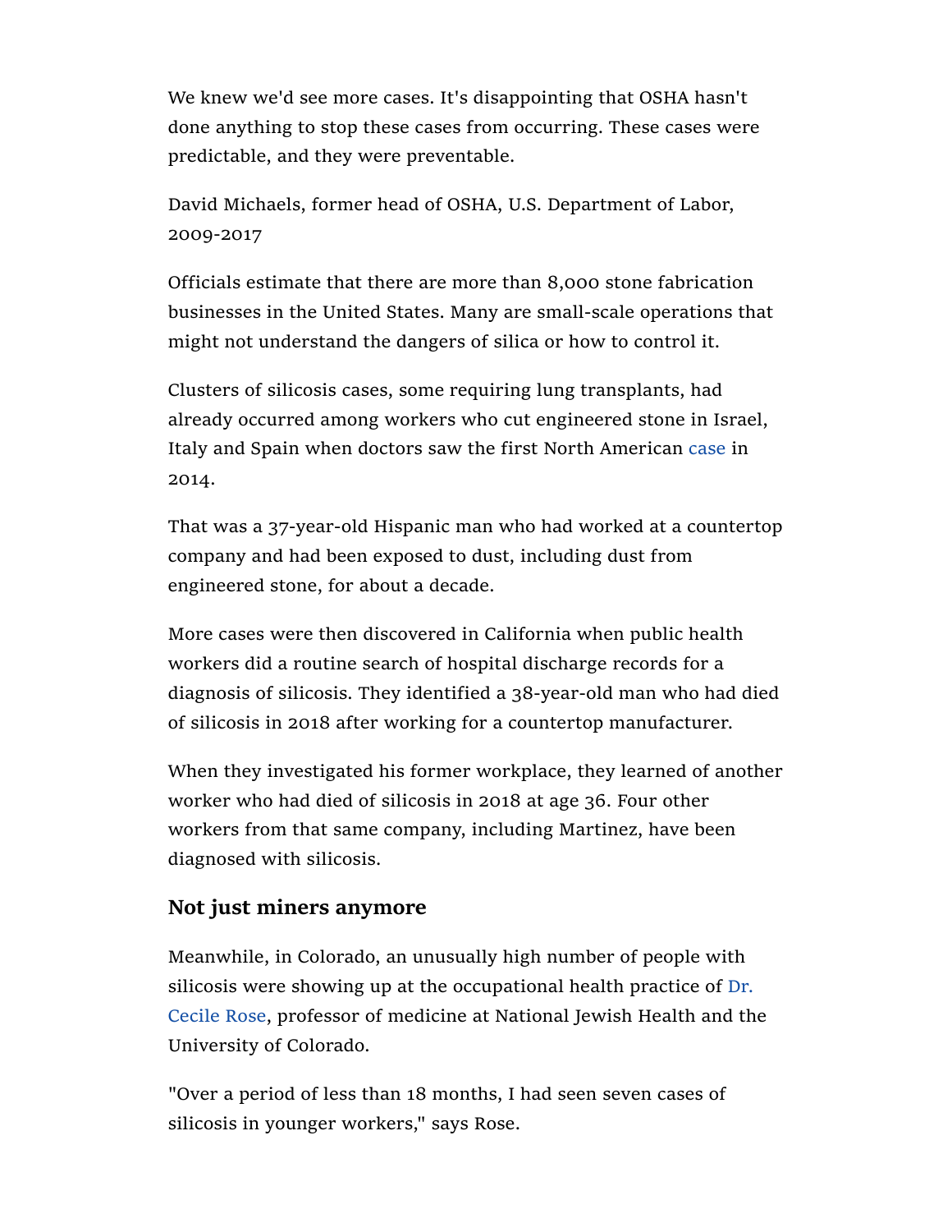We knew we'd see more cases. It's disappointing that OSHA hasn't done anything to stop these cases from occurring. These cases were predictable, and they were preventable.

David Michaels, former head of OSHA, U.S. Department of Labor, 2009-2017

Officials estimate that there are more than 8,000 stone fabrication businesses in the United States. Many are small-scale operations that might not understand the dangers of silica or how to control it.

Clusters of silicosis cases, some requiring lung transplants, had already occurred among workers who cut engineered stone in Israel, Italy and Spain when doctors saw the first North American case in 2014.

That was a 37-year-old Hispanic man who had worked at a countertop company and had been exposed to dust, including dust from engineered stone, for about a decade.

More cases were then discovered in California when public health workers did a routine search of hospital discharge records for a diagnosis of silicosis. They identified a 38-year-old man who had died of silicosis in 2018 after working for a countertop manufacturer.

When they investigated his former workplace, they learned of another worker who had died of silicosis in 2018 at age 36. Four other workers from that same company, including Martinez, have been diagnosed with silicosis.

### Not just miners anymore

Meanwhile, in Colorado, an unusually high number of people with silicosis were showing up at the occupational health practice of Dr. Cecile Rose, professor of medicine at National Jewish Health and the University of Colorado.

"Over a period of less than 18 months, I had seen seven cases of silicosis in younger workers," says Rose.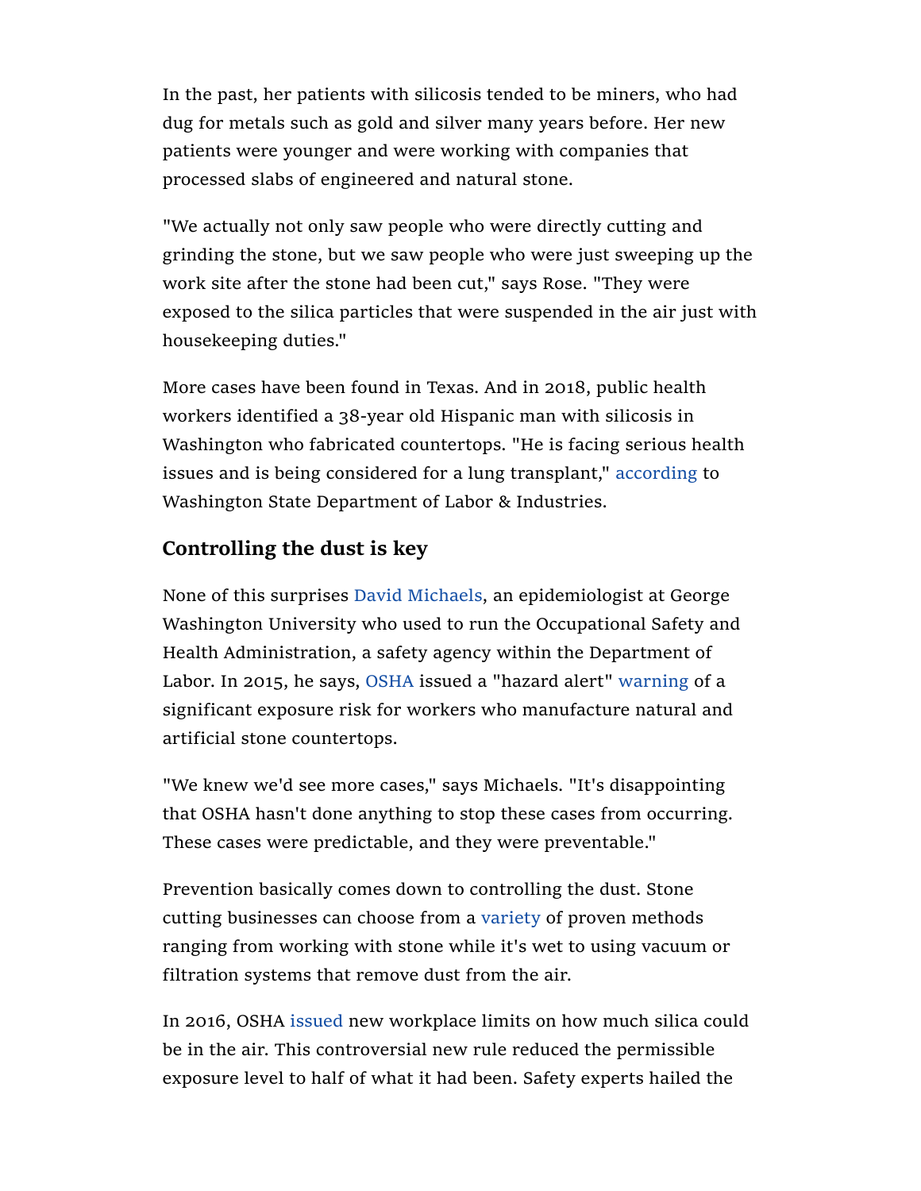In the past, her patients with silicosis tended to be miners, who had dug for metals such as gold and silver many years before. Her new patients were younger and were working with companies that processed slabs of engineered and natural stone.

"We actually not only saw people who were directly cutting and grinding the stone, but we saw people who were just sweeping up the work site after the stone had been cut," says Rose. "They were exposed to the silica particles that were suspended in the air just with housekeeping duties."

More cases have been found in Texas. And in 2018, public health workers identified a 38-year old Hispanic man with silicosis in Washington who fabricated countertops. "He is facing serious health issues and is being considered for a lung transplant," according to Washington State Department of Labor & Industries.

## Controlling the dust is key

None of this surprises David Michaels, an epidemiologist at George Washington University who used to run the Occupational Safety and Health Administration, a safety agency within the Department of Labor. In 2015, he says, OSHA issued a "hazard alert" warning of a significant exposure risk for workers who manufacture natural and artificial stone countertops.

"We knew we'd see more cases," says Michaels. "It's disappointing that OSHA hasn't done anything to stop these cases from occurring. These cases were predictable, and they were preventable."

Prevention basically comes down to controlling the dust. Stone cutting businesses can choose from a variety of proven methods ranging from working with stone while it's wet to using vacuum or filtration systems that remove dust from the air.

In 2016, OSHA issued new workplace limits on how much silica could be in the air. This controversial new rule reduced the permissible exposure level to half of what it had been. Safety experts hailed the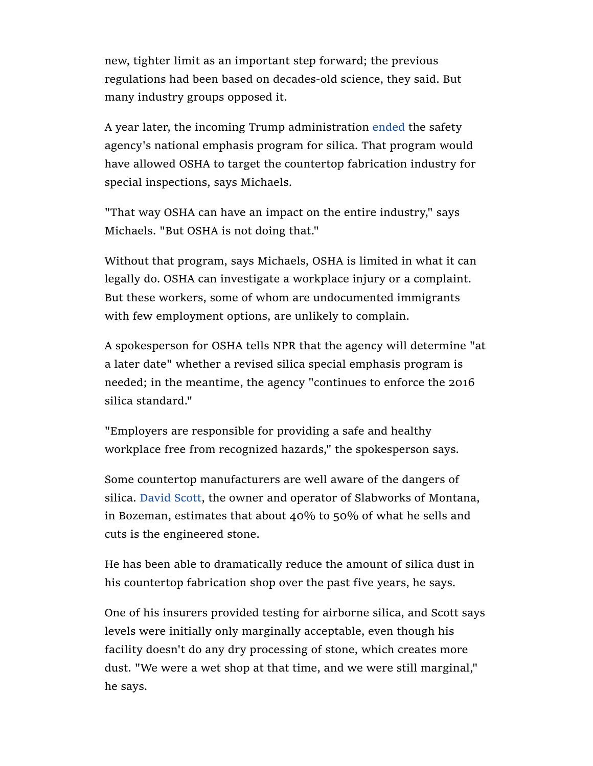new, tighter limit as an important step forward; the previous regulations had been based on decades-old science, they said. But many industry groups opposed it.

A year later, the incoming Trump administration ended the safety agency's national emphasis program for silica. That program would have allowed OSHA to target the countertop fabrication industry for special inspections, says Michaels.

"That way OSHA can have an impact on the entire industry," says Michaels. "But OSHA is not doing that."

Without that program, says Michaels, OSHA is limited in what it can legally do. OSHA can investigate a workplace injury or a complaint. But these workers, some of whom are undocumented immigrants with few employment options, are unlikely to complain.

A spokesperson for OSHA tells NPR that the agency will determine "at a later date" whether a revised silica special emphasis program is needed; in the meantime, the agency "continues to enforce the 2016 silica standard."

"Employers are responsible for providing a safe and healthy workplace free from recognized hazards," the spokesperson says.

Some countertop manufacturers are well aware of the dangers of silica. David Scott, the owner and operator of Slabworks of Montana, in Bozeman, estimates that about 40% to 50% of what he sells and cuts is the engineered stone.

He has been able to dramatically reduce the amount of silica dust in his countertop fabrication shop over the past five years, he says.

One of his insurers provided testing for airborne silica, and Scott says levels were initially only marginally acceptable, even though his facility doesn't do any dry processing of stone, which creates more dust. "We were a wet shop at that time, and we were still marginal," he says.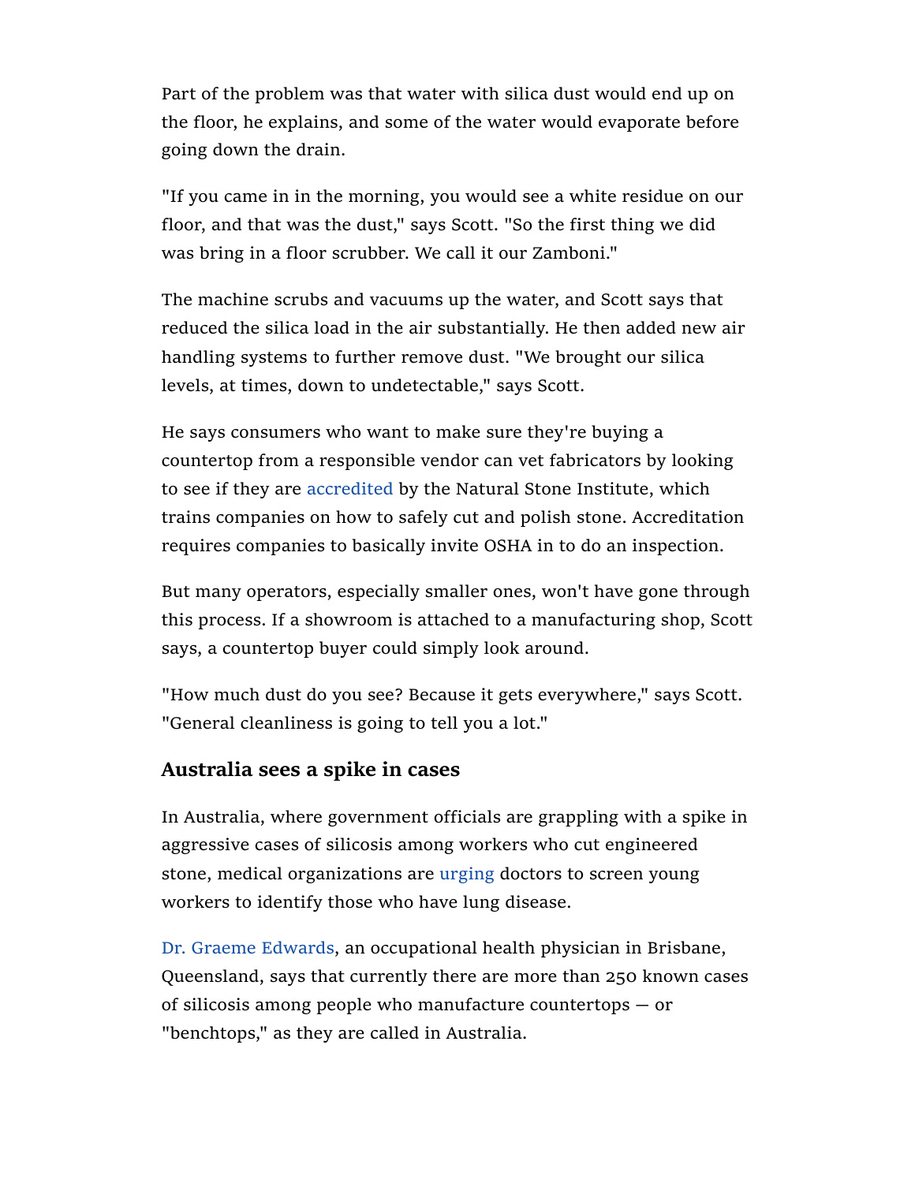Part of the problem was that water with silica dust would end up on the floor, he explains, and some of the water would evaporate before going down the drain.

"If you came in in the morning, you would see a white residue on our floor, and that was the dust," says Scott. "So the first thing we did was bring in a floor scrubber. We call it our Zamboni."

The machine scrubs and vacuums up the water, and Scott says that reduced the silica load in the air substantially. He then added new air handling systems to further remove dust. "We brought our silica levels, at times, down to undetectable," says Scott.

He says consumers who want to make sure they're buying a countertop from a responsible vendor can vet fabricators by looking to see if they are accredited by the Natural Stone Institute, which trains companies on how to safely cut and polish stone. Accreditation requires companies to basically invite OSHA in to do an inspection.

But many operators, especially smaller ones, won't have gone through this process. If a showroom is attached to a manufacturing shop, Scott says, a countertop buyer could simply look around.

"How much dust do you see? Because it gets everywhere," says Scott. "General cleanliness is going to tell you a lot."

### Australia sees a spike in cases

In Australia, where government officials are grappling with a spike in aggressive cases of silicosis among workers who cut engineered stone, medical organizations are urging doctors to screen young workers to identify those who have lung disease.

Dr. Graeme Edwards, an occupational health physician in Brisbane, Queensland, says that currently there are more than 250 known cases of silicosis among people who manufacture countertops — or "benchtops," as they are called in Australia.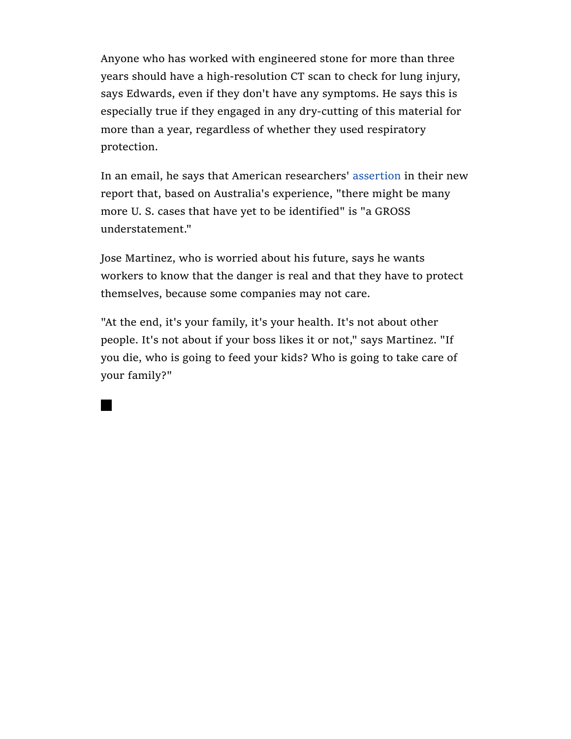Anyone who has worked with engineered stone for more than three years should have a high-resolution CT scan to check for lung injury, says Edwards, even if they don't have any symptoms. He says this is especially true if they engaged in any dry-cutting of this material for more than a year, regardless of whether they used respiratory protection.

In an email, he says that American researchers' assertion in their new report that, based on Australia's experience, "there might be many more U. S. cases that have yet to be identified" is "a GROSS understatement."

Jose Martinez, who is worried about his future, says he wants workers to know that the danger is real and that they have to protect themselves, because some companies may not care.

"At the end, it's your family, it's your health. It's not about other people. It's not about if your boss likes it or not," says Martinez. "If you die, who is going to feed your kids? Who is going to take care of your family?"

■